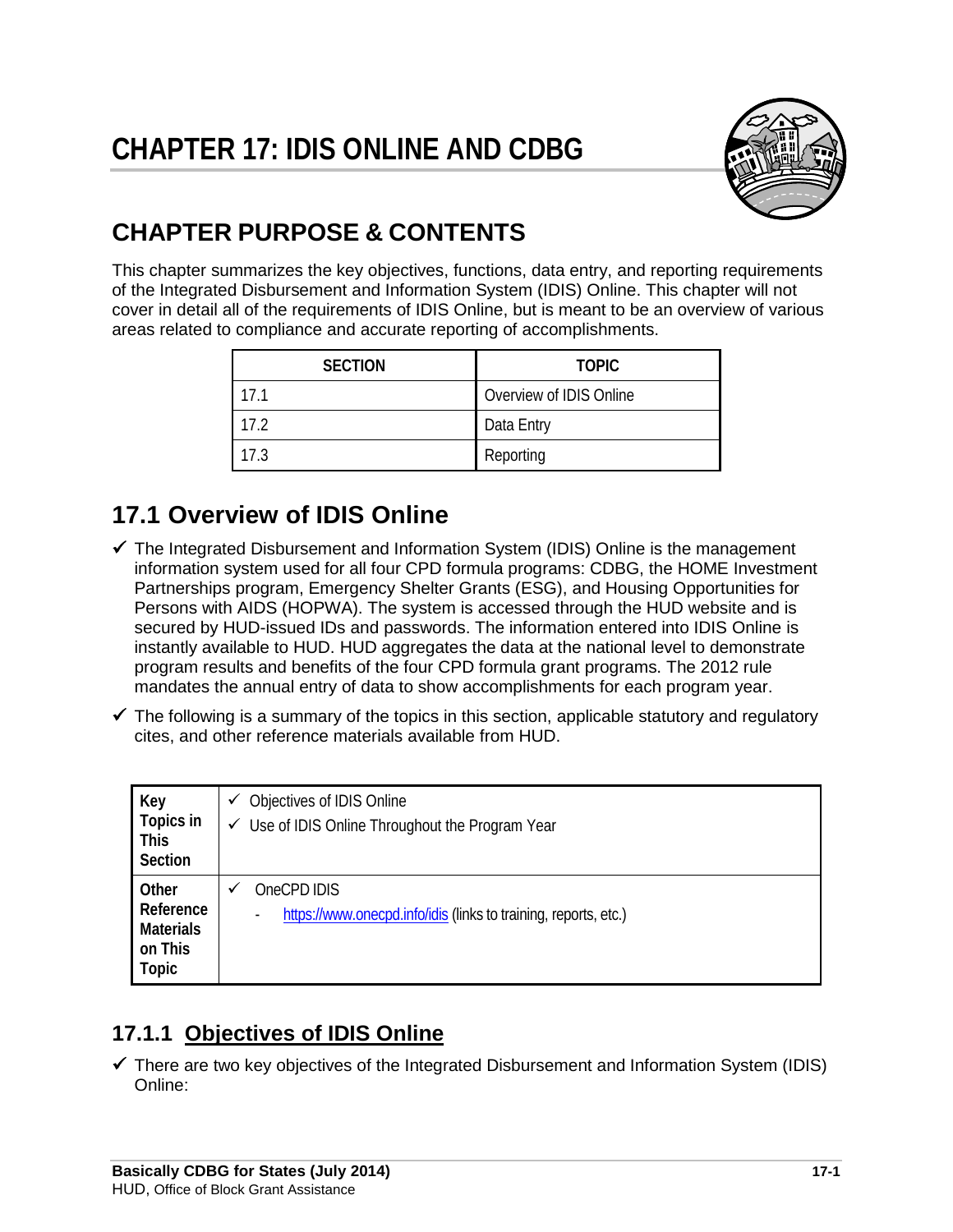# CHAPTER 17: IDIS ONLINE AND CDBG

## CHAPTER PURPOSE & CONTENTS

This chapter summarizes the key objectives, functions, data entry, and reporting requirements of the Integrated Disbursement and Information System (IDIS) Online. This chapter will not cover in detail all of the requirements of IDIS Online, but is meant to be an overview of various areas related to compliance and accurate reporting of accomplishments.

| SECTION | TOPIC |
|---|---|
| 17.1 | Overview of IDIS Online |
| 17.2 | Data Entry |
| 17.3 | Reporting |

## 17.1 Overview of IDIS Online

- ✓ The Integrated Disbursement and Information System (IDIS) Online is the management information system used for all four CPD formula programs: CDBG, the HOME Investment Partnerships program, Emergency Shelter Grants (ESG), and Housing Opportunities for Persons with AIDS (HOPWA). The system is accessed through the HUD website and is secured by HUD-issued IDs and passwords. The information entered into IDIS Online is instantly available to HUD. HUD aggregates the data at the national level to demonstrate program results and benefits of the four CPD formula grant programs. The 2012 rule mandates the annual entry of data to show accomplishments for each program year.
- ✓ The following is a summary of the topics in this section, applicable statutory and regulatory cites, and other reference materials available from HUD.

| | |
|---|---|
| **Key Topics in This Section** | ✓ Objectives of IDIS Online<br>✓ Use of IDIS Online Throughout the Program Year |
| **Other Reference Materials on This Topic** | ✓ OneCPD IDIS<br>- https://www.onecpd.info/idis (links to training, reports, etc.) |

### 17.1.1 Objectives of IDIS Online

- ✓ There are two key objectives of the Integrated Disbursement and Information System (IDIS) Online: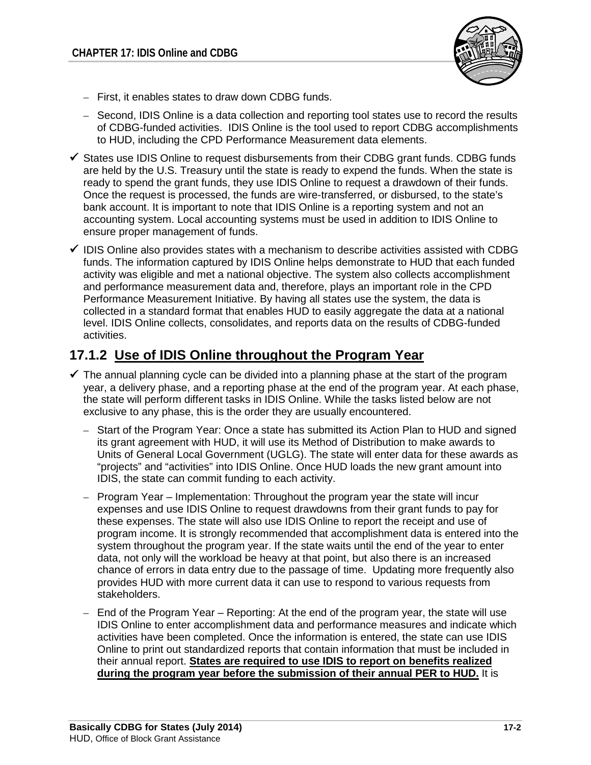- First, it enables states to draw down CDBG funds.
  - Second, IDIS Online is a data collection and reporting tool states use to record the results of CDBG-funded activities. IDIS Online is the tool used to report CDBG accomplishments to HUD, including the CPD Performance Measurement data elements.

- ✓ States use IDIS Online to request disbursements from their CDBG grant funds. CDBG funds are held by the U.S. Treasury until the state is ready to expend the funds. When the state is ready to spend the grant funds, they use IDIS Online to request a drawdown of their funds. Once the request is processed, the funds are wire-transferred, or disbursed, to the state's bank account. It is important to note that IDIS Online is a reporting system and not an accounting system. Local accounting systems must be used in addition to IDIS Online to ensure proper management of funds.

- ✓ IDIS Online also provides states with a mechanism to describe activities assisted with CDBG funds. The information captured by IDIS Online helps demonstrate to HUD that each funded activity was eligible and met a national objective. The system also collects accomplishment and performance measurement data and, therefore, plays an important role in the CPD Performance Measurement Initiative. By having all states use the system, the data is collected in a standard format that enables HUD to easily aggregate the data at a national level. IDIS Online collects, consolidates, and reports data on the results of CDBG-funded activities.

### 17.1.2 Use of IDIS Online throughout the Program Year

- ✓ The annual planning cycle can be divided into a planning phase at the start of the program year, a delivery phase, and a reporting phase at the end of the program year. At each phase, the state will perform different tasks in IDIS Online. While the tasks listed below are not exclusive to any phase, this is the order they are usually encountered.
  - Start of the Program Year: Once a state has submitted its Action Plan to HUD and signed its grant agreement with HUD, it will use its Method of Distribution to make awards to Units of General Local Government (UGLG). The state will enter data for these awards as "projects" and "activities" into IDIS Online. Once HUD loads the new grant amount into IDIS, the state can commit funding to each activity.
  - Program Year – Implementation: Throughout the program year the state will incur expenses and use IDIS Online to request drawdowns from their grant funds to pay for these expenses. The state will also use IDIS Online to report the receipt and use of program income. It is strongly recommended that accomplishment data is entered into the system throughout the program year. If the state waits until the end of the year to enter data, not only will the workload be heavy at that point, but also there is an increased chance of errors in data entry due to the passage of time. Updating more frequently also provides HUD with more current data it can use to respond to various requests from stakeholders.
  - End of the Program Year – Reporting: At the end of the program year, the state will use IDIS Online to enter accomplishment data and performance measures and indicate which activities have been completed. Once the information is entered, the state can use IDIS Online to print out standardized reports that contain information that must be included in their annual report. **States are required to use IDIS to report on benefits realized during the program year before the submission of their annual PER to HUD.** It is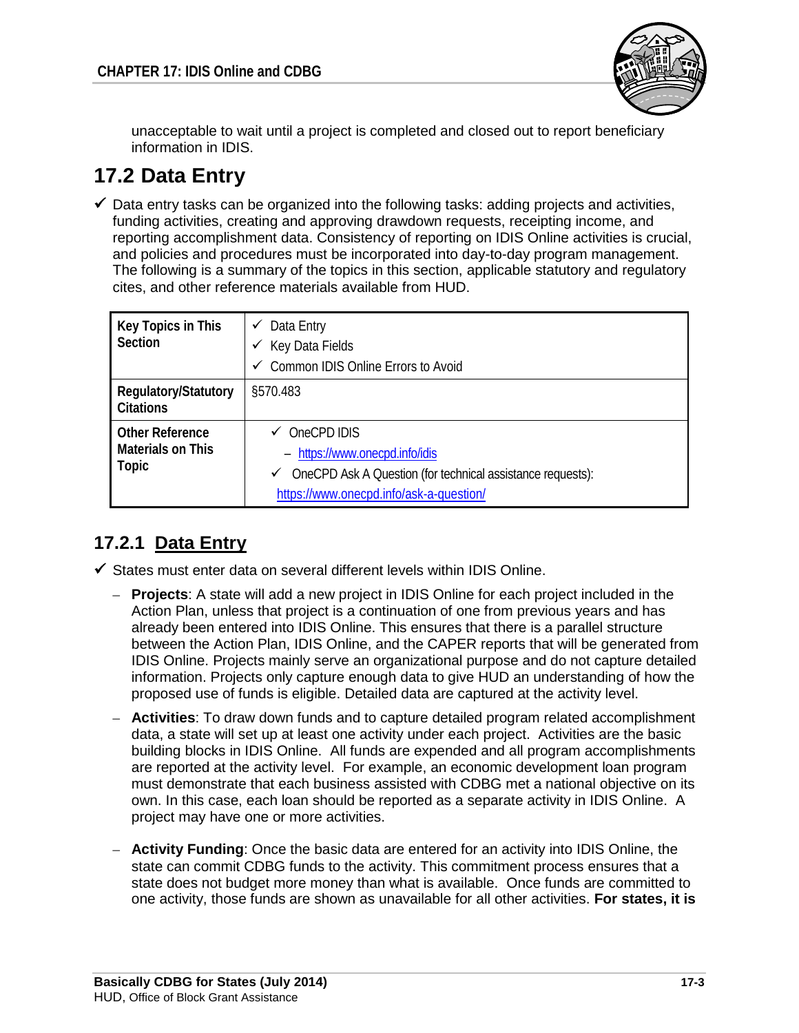unacceptable to wait until a project is completed and closed out to report beneficiary information in IDIS.

## 17.2 Data Entry

- ✓ Data entry tasks can be organized into the following tasks: adding projects and activities, funding activities, creating and approving drawdown requests, receipting income, and reporting accomplishment data. Consistency of reporting on IDIS Online activities is crucial, and policies and procedures must be incorporated into day-to-day program management. The following is a summary of the topics in this section, applicable statutory and regulatory cites, and other reference materials available from HUD.

| | |
|---|---|
| **Key Topics in This Section** | ✓ Data Entry<br>✓ Key Data Fields<br>✓ Common IDIS Online Errors to Avoid |
| **Regulatory/Statutory Citations** | §570.483 |
| **Other Reference Materials on This Topic** | ✓ OneCPD IDIS<br>– https://www.onecpd.info/idis<br>✓ OneCPD Ask A Question (for technical assistance requests): https://www.onecpd.info/ask-a-question/ |

### 17.2.1 Data Entry

- ✓ States must enter data on several different levels within IDIS Online.
  - **Projects**: A state will add a new project in IDIS Online for each project included in the Action Plan, unless that project is a continuation of one from previous years and has already been entered into IDIS Online. This ensures that there is a parallel structure between the Action Plan, IDIS Online, and the CAPER reports that will be generated from IDIS Online. Projects mainly serve an organizational purpose and do not capture detailed information. Projects only capture enough data to give HUD an understanding of how the proposed use of funds is eligible. Detailed data are captured at the activity level.
  - **Activities**: To draw down funds and to capture detailed program related accomplishment data, a state will set up at least one activity under each project. Activities are the basic building blocks in IDIS Online. All funds are expended and all program accomplishments are reported at the activity level. For example, an economic development loan program must demonstrate that each business assisted with CDBG met a national objective on its own. In this case, each loan should be reported as a separate activity in IDIS Online. A project may have one or more activities.
  - **Activity Funding**: Once the basic data are entered for an activity into IDIS Online, the state can commit CDBG funds to the activity. This commitment process ensures that a state does not budget more money than what is available. Once funds are committed to one activity, those funds are shown as unavailable for all other activities. **For states, it is**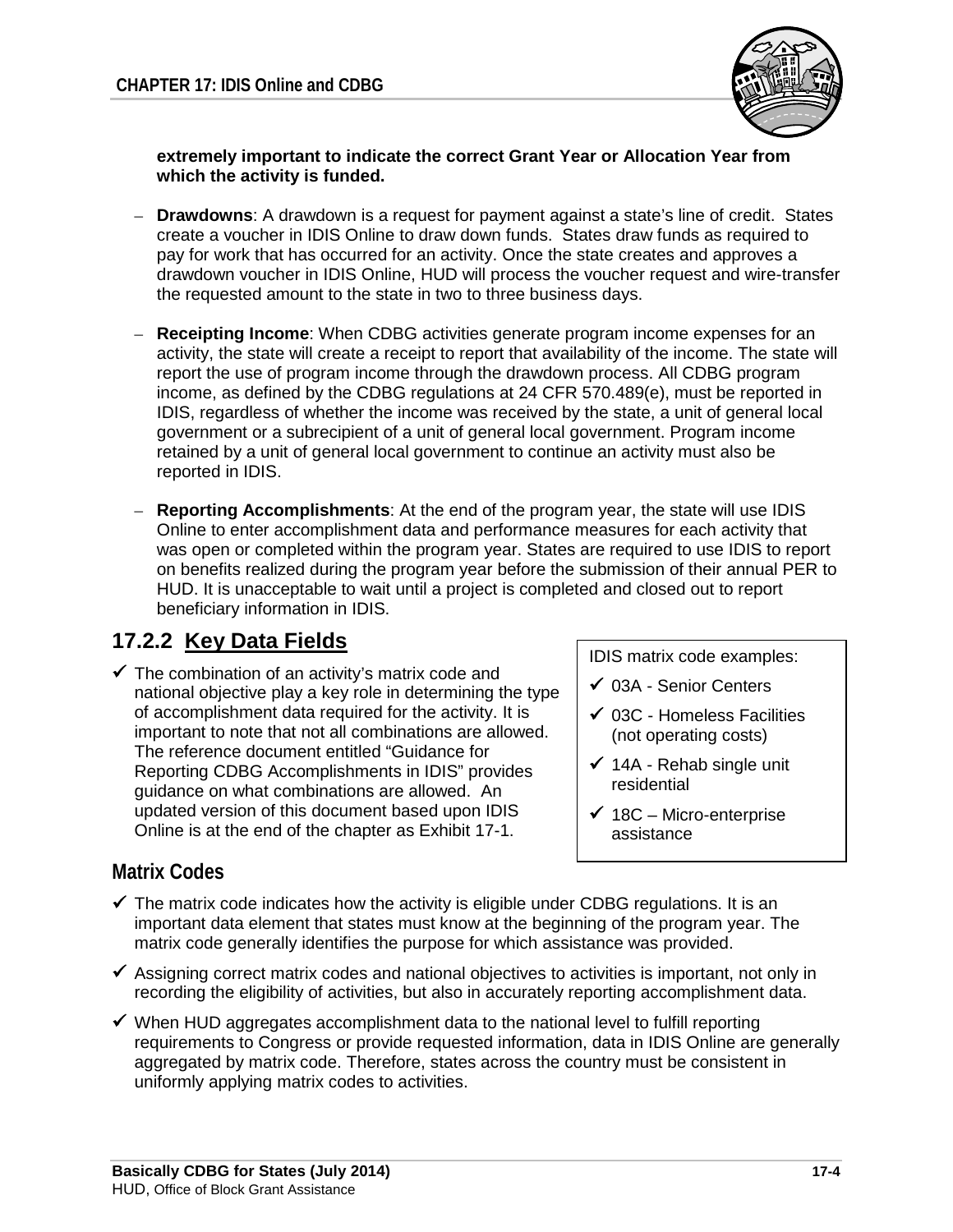**extremely important to indicate the correct Grant Year or Allocation Year from which the activity is funded.**

- **Drawdowns**: A drawdown is a request for payment against a state's line of credit. States create a voucher in IDIS Online to draw down funds. States draw funds as required to pay for work that has occurred for an activity. Once the state creates and approves a drawdown voucher in IDIS Online, HUD will process the voucher request and wire-transfer the requested amount to the state in two to three business days.

- **Receipting Income**: When CDBG activities generate program income expenses for an activity, the state will create a receipt to report that availability of the income. The state will report the use of program income through the drawdown process. All CDBG program income, as defined by the CDBG regulations at 24 CFR 570.489(e), must be reported in IDIS, regardless of whether the income was received by the state, a unit of general local government or a subrecipient of a unit of general local government. Program income retained by a unit of general local government to continue an activity must also be reported in IDIS.

- **Reporting Accomplishments**: At the end of the program year, the state will use IDIS Online to enter accomplishment data and performance measures for each activity that was open or completed within the program year. States are required to use IDIS to report on benefits realized during the program year before the submission of their annual PER to HUD. It is unacceptable to wait until a project is completed and closed out to report beneficiary information in IDIS.

## 17.2.2 Key Data Fields

- ✓ The combination of an activity's matrix code and national objective play a key role in determining the type of accomplishment data required for the activity. It is important to note that not all combinations are allowed. The reference document entitled "Guidance for Reporting CDBG Accomplishments in IDIS" provides guidance on what combinations are allowed. An updated version of this document based upon IDIS Online is at the end of the chapter as Exhibit 17-1.

IDIS matrix code examples:

- ✓ 03A - Senior Centers
- ✓ 03C - Homeless Facilities (not operating costs)
- ✓ 14A - Rehab single unit residential
- ✓ 18C – Micro-enterprise assistance

### Matrix Codes

- ✓ The matrix code indicates how the activity is eligible under CDBG regulations. It is an important data element that states must know at the beginning of the program year. The matrix code generally identifies the purpose for which assistance was provided.
- ✓ Assigning correct matrix codes and national objectives to activities is important, not only in recording the eligibility of activities, but also in accurately reporting accomplishment data.
- ✓ When HUD aggregates accomplishment data to the national level to fulfill reporting requirements to Congress or provide requested information, data in IDIS Online are generally aggregated by matrix code. Therefore, states across the country must be consistent in uniformly applying matrix codes to activities.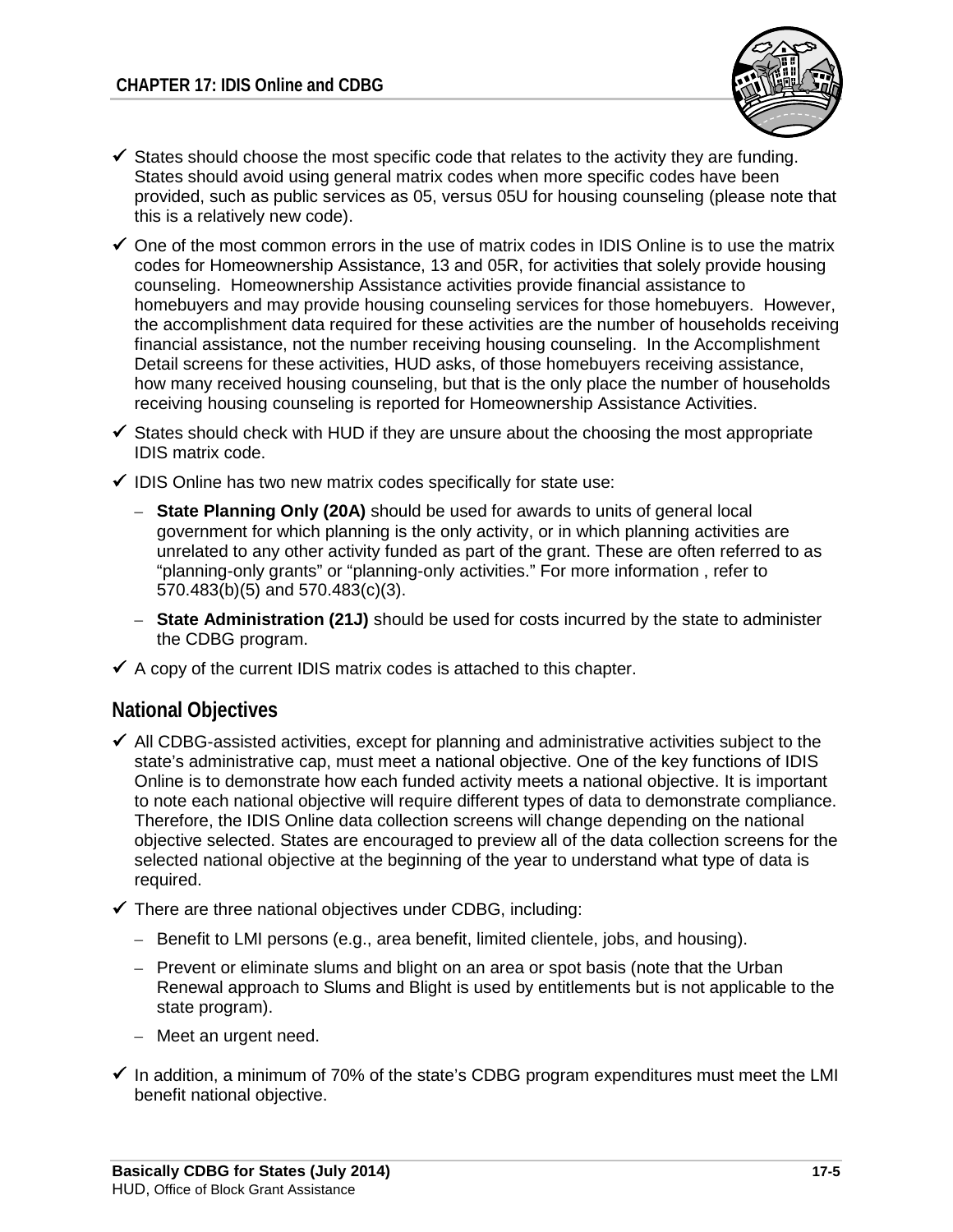- ✓ States should choose the most specific code that relates to the activity they are funding. States should avoid using general matrix codes when more specific codes have been provided, such as public services as 05, versus 05U for housing counseling (please note that this is a relatively new code).
- ✓ One of the most common errors in the use of matrix codes in IDIS Online is to use the matrix codes for Homeownership Assistance, 13 and 05R, for activities that solely provide housing counseling. Homeownership Assistance activities provide financial assistance to homebuyers and may provide housing counseling services for those homebuyers. However, the accomplishment data required for these activities are the number of households receiving financial assistance, not the number receiving housing counseling. In the Accomplishment Detail screens for these activities, HUD asks, of those homebuyers receiving assistance, how many received housing counseling, but that is the only place the number of households receiving housing counseling is reported for Homeownership Assistance Activities.
- ✓ States should check with HUD if they are unsure about the choosing the most appropriate IDIS matrix code.
- ✓ IDIS Online has two new matrix codes specifically for state use:
  - **State Planning Only (20A)** should be used for awards to units of general local government for which planning is the only activity, or in which planning activities are unrelated to any other activity funded as part of the grant. These are often referred to as "planning-only grants" or "planning-only activities." For more information , refer to 570.483(b)(5) and 570.483(c)(3).
  - **State Administration (21J)** should be used for costs incurred by the state to administer the CDBG program.
- ✓ A copy of the current IDIS matrix codes is attached to this chapter.

## National Objectives

- ✓ All CDBG-assisted activities, except for planning and administrative activities subject to the state's administrative cap, must meet a national objective. One of the key functions of IDIS Online is to demonstrate how each funded activity meets a national objective. It is important to note each national objective will require different types of data to demonstrate compliance. Therefore, the IDIS Online data collection screens will change depending on the national objective selected. States are encouraged to preview all of the data collection screens for the selected national objective at the beginning of the year to understand what type of data is required.
- ✓ There are three national objectives under CDBG, including:
  - Benefit to LMI persons (e.g., area benefit, limited clientele, jobs, and housing).
  - Prevent or eliminate slums and blight on an area or spot basis (note that the Urban Renewal approach to Slums and Blight is used by entitlements but is not applicable to the state program).
  - Meet an urgent need.
- ✓ In addition, a minimum of 70% of the state's CDBG program expenditures must meet the LMI benefit national objective.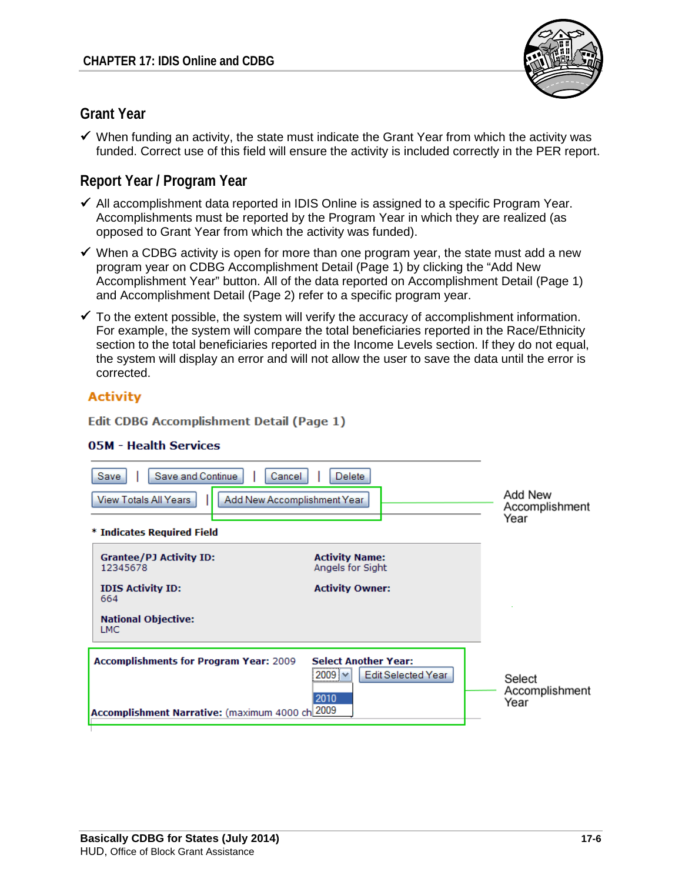## Grant Year

- ✓ When funding an activity, the state must indicate the Grant Year from which the activity was funded. Correct use of this field will ensure the activity is included correctly in the PER report.

## Report Year / Program Year

- ✓ All accomplishment data reported in IDIS Online is assigned to a specific Program Year. Accomplishments must be reported by the Program Year in which they are realized (as opposed to Grant Year from which the activity was funded).
- ✓ When a CDBG activity is open for more than one program year, the state must add a new program year on CDBG Accomplishment Detail (Page 1) by clicking the "Add New Accomplishment Year" button. All of the data reported on Accomplishment Detail (Page 1) and Accomplishment Detail (Page 2) refer to a specific program year.
- ✓ To the extent possible, the system will verify the accuracy of accomplishment information. For example, the system will compare the total beneficiaries reported in the Race/Ethnicity section to the total beneficiaries reported in the Income Levels section. If they do not equal, the system will display an error and will not allow the user to save the data until the error is corrected.

**Activity**

**Edit CDBG Accomplishment Detail (Page 1)**

**05M - Health Services**

Save | Save and Continue | Cancel | Delete

View Totals All Years | Add New Accomplishment Year — Add New Accomplishment Year

\* **Indicates Required Field**

**Grantee/PJ Activity ID:** 12345678

**Activity Name:** Angels for Sight

**IDIS Activity ID:** 664

**Activity Owner:**

**National Objective:** LMC

**Accomplishments for Program Year:** 2009

**Select Another Year:** 2009 (2010, 2009) Edit Selected Year — Select Accomplishment Year

**Accomplishment Narrative:** (maximum 4000 ch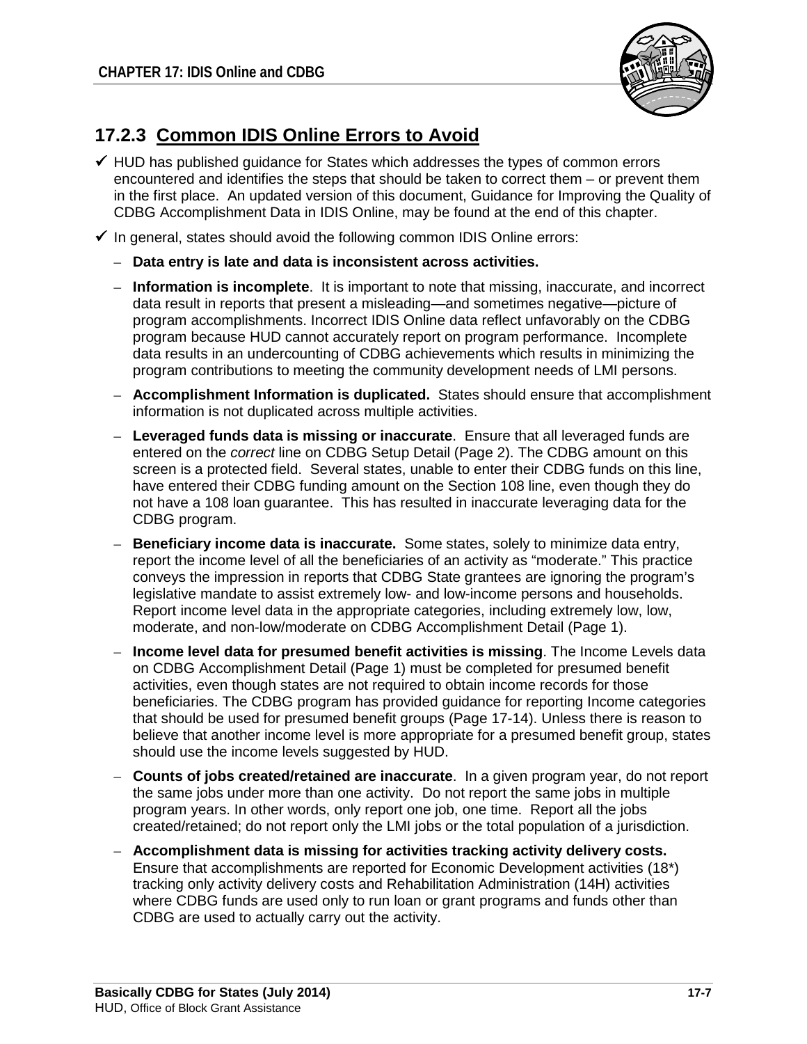## 17.2.3 Common IDIS Online Errors to Avoid

- ✓ HUD has published guidance for States which addresses the types of common errors encountered and identifies the steps that should be taken to correct them – or prevent them in the first place. An updated version of this document, Guidance for Improving the Quality of CDBG Accomplishment Data in IDIS Online, may be found at the end of this chapter.
- ✓ In general, states should avoid the following common IDIS Online errors:
  - **Data entry is late and data is inconsistent across activities.**
  - **Information is incomplete**. It is important to note that missing, inaccurate, and incorrect data result in reports that present a misleading—and sometimes negative—picture of program accomplishments. Incorrect IDIS Online data reflect unfavorably on the CDBG program because HUD cannot accurately report on program performance. Incomplete data results in an undercounting of CDBG achievements which results in minimizing the program contributions to meeting the community development needs of LMI persons.
  - **Accomplishment Information is duplicated.** States should ensure that accomplishment information is not duplicated across multiple activities.
  - **Leveraged funds data is missing or inaccurate**. Ensure that all leveraged funds are entered on the *correct* line on CDBG Setup Detail (Page 2). The CDBG amount on this screen is a protected field. Several states, unable to enter their CDBG funds on this line, have entered their CDBG funding amount on the Section 108 line, even though they do not have a 108 loan guarantee. This has resulted in inaccurate leveraging data for the CDBG program.
  - **Beneficiary income data is inaccurate.** Some states, solely to minimize data entry, report the income level of all the beneficiaries of an activity as "moderate." This practice conveys the impression in reports that CDBG State grantees are ignoring the program's legislative mandate to assist extremely low- and low-income persons and households. Report income level data in the appropriate categories, including extremely low, low, moderate, and non-low/moderate on CDBG Accomplishment Detail (Page 1).
  - **Income level data for presumed benefit activities is missing**. The Income Levels data on CDBG Accomplishment Detail (Page 1) must be completed for presumed benefit activities, even though states are not required to obtain income records for those beneficiaries. The CDBG program has provided guidance for reporting Income categories that should be used for presumed benefit groups (Page 17-14). Unless there is reason to believe that another income level is more appropriate for a presumed benefit group, states should use the income levels suggested by HUD.
  - **Counts of jobs created/retained are inaccurate**. In a given program year, do not report the same jobs under more than one activity. Do not report the same jobs in multiple program years. In other words, only report one job, one time. Report all the jobs created/retained; do not report only the LMI jobs or the total population of a jurisdiction.
  - **Accomplishment data is missing for activities tracking activity delivery costs.** Ensure that accomplishments are reported for Economic Development activities (18*) tracking only activity delivery costs and Rehabilitation Administration (14H) activities where CDBG funds are used only to run loan or grant programs and funds other than CDBG are used to actually carry out the activity.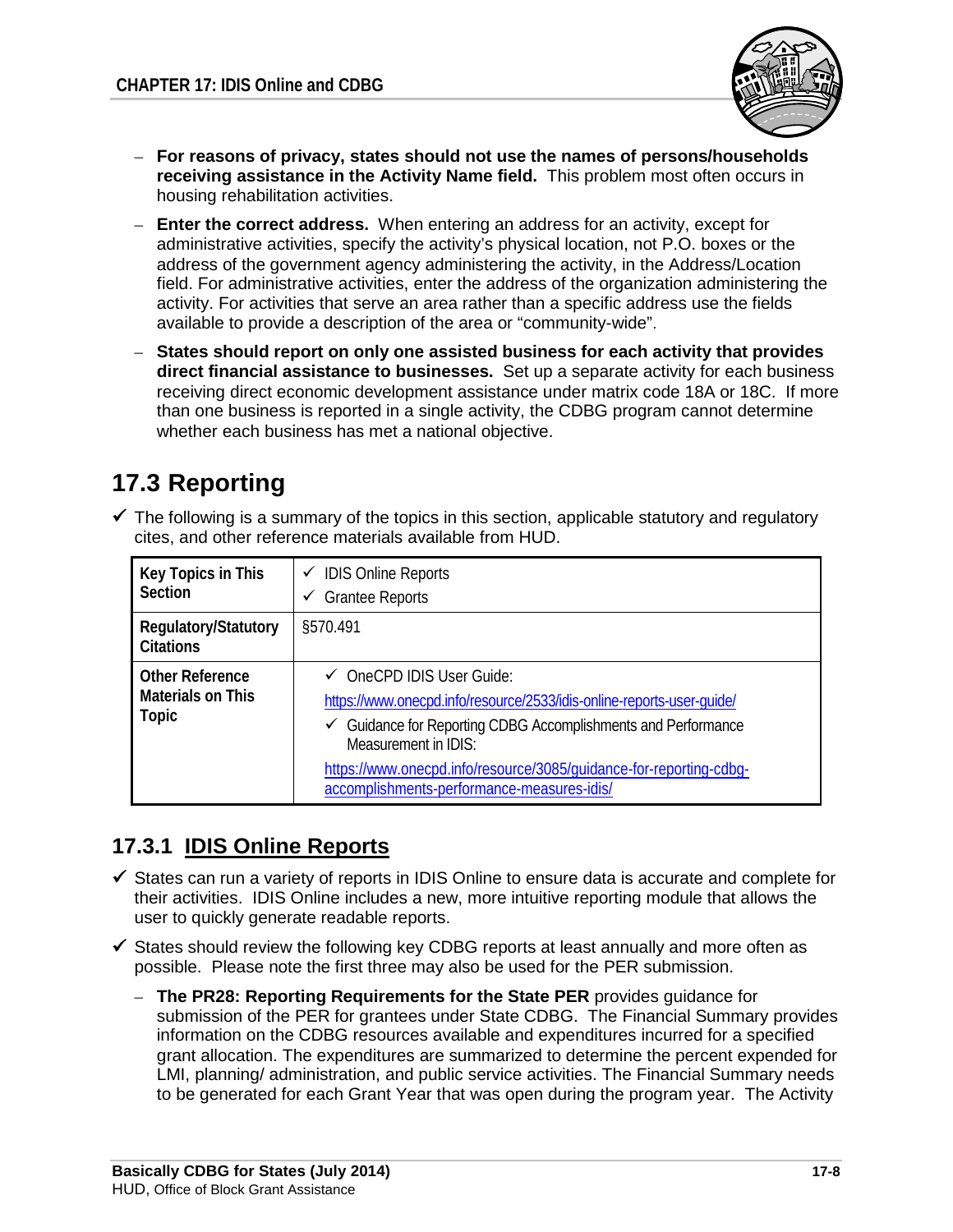- **For reasons of privacy, states should not use the names of persons/households receiving assistance in the Activity Name field.** This problem most often occurs in housing rehabilitation activities.
- **Enter the correct address.** When entering an address for an activity, except for administrative activities, specify the activity's physical location, not P.O. boxes or the address of the government agency administering the activity, in the Address/Location field. For administrative activities, enter the address of the organization administering the activity. For activities that serve an area rather than a specific address use the fields available to provide a description of the area or "community-wide".
- **States should report on only one assisted business for each activity that provides direct financial assistance to businesses.** Set up a separate activity for each business receiving direct economic development assistance under matrix code 18A or 18C. If more than one business is reported in a single activity, the CDBG program cannot determine whether each business has met a national objective.

# 17.3 Reporting

✓ The following is a summary of the topics in this section, applicable statutory and regulatory cites, and other reference materials available from HUD.

| **Key Topics in This Section** | ✓ IDIS Online Reports<br>✓ Grantee Reports |
|---|---|
| **Regulatory/Statutory Citations** | §570.491 |
| **Other Reference Materials on This Topic** | ✓ OneCPD IDIS User Guide:<br>https://www.onecpd.info/resource/2533/idis-online-reports-user-guide/<br>✓ Guidance for Reporting CDBG Accomplishments and Performance Measurement in IDIS:<br>https://www.onecpd.info/resource/3085/guidance-for-reporting-cdbg-accomplishments-performance-measures-idis/ |

## 17.3.1 IDIS Online Reports

✓ States can run a variety of reports in IDIS Online to ensure data is accurate and complete for their activities. IDIS Online includes a new, more intuitive reporting module that allows the user to quickly generate readable reports.

✓ States should review the following key CDBG reports at least annually and more often as possible. Please note the first three may also be used for the PER submission.

- **The PR28: Reporting Requirements for the State PER** provides guidance for submission of the PER for grantees under State CDBG. The Financial Summary provides information on the CDBG resources available and expenditures incurred for a specified grant allocation. The expenditures are summarized to determine the percent expended for LMI, planning/ administration, and public service activities. The Financial Summary needs to be generated for each Grant Year that was open during the program year. The Activity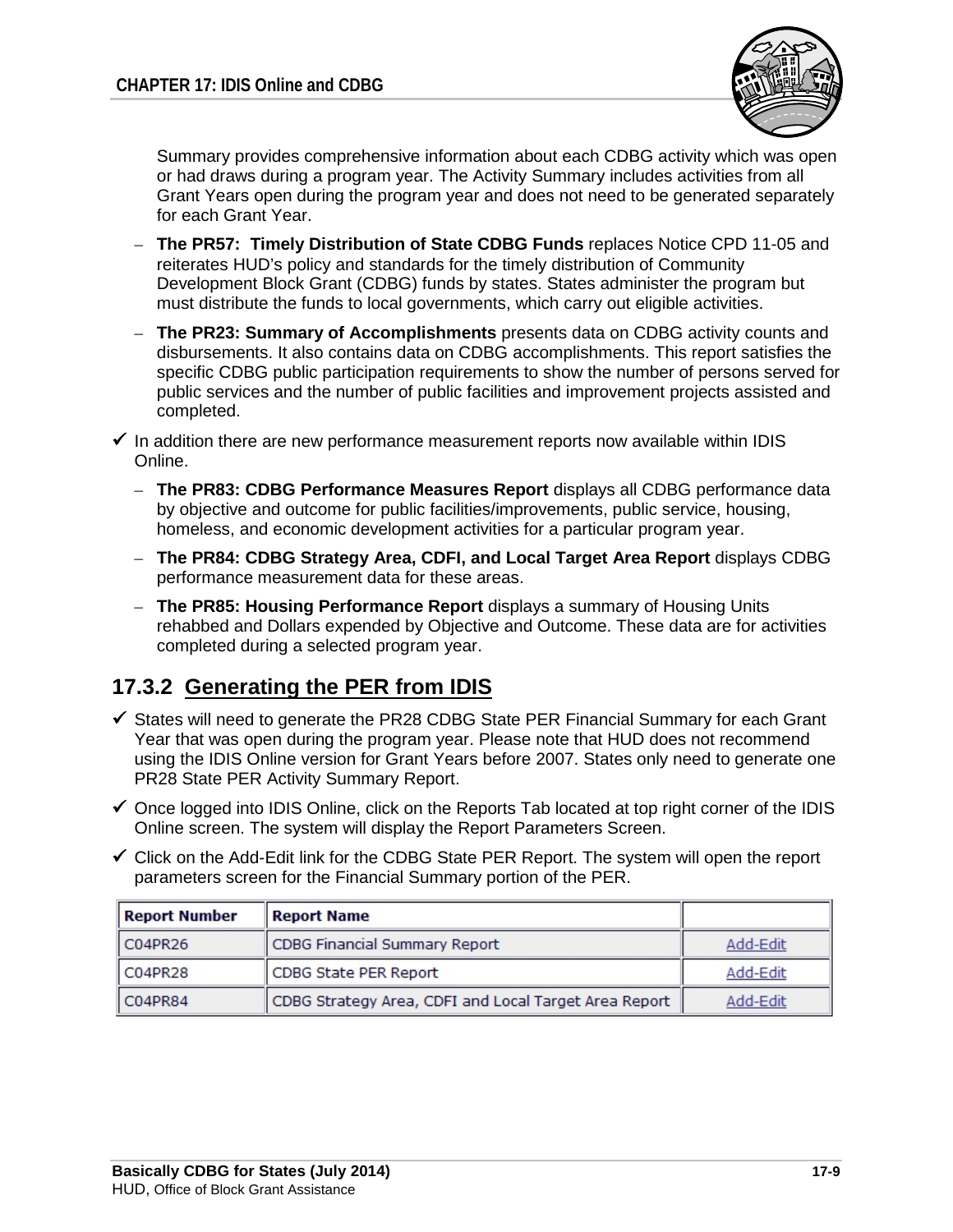Summary provides comprehensive information about each CDBG activity which was open or had draws during a program year. The Activity Summary includes activities from all Grant Years open during the program year and does not need to be generated separately for each Grant Year.

- **The PR57: Timely Distribution of State CDBG Funds** replaces Notice CPD 11-05 and reiterates HUD's policy and standards for the timely distribution of Community Development Block Grant (CDBG) funds by states. States administer the program but must distribute the funds to local governments, which carry out eligible activities.
- **The PR23: Summary of Accomplishments** presents data on CDBG activity counts and disbursements. It also contains data on CDBG accomplishments. This report satisfies the specific CDBG public participation requirements to show the number of persons served for public services and the number of public facilities and improvement projects assisted and completed.

✓ In addition there are new performance measurement reports now available within IDIS Online.

- **The PR83: CDBG Performance Measures Report** displays all CDBG performance data by objective and outcome for public facilities/improvements, public service, housing, homeless, and economic development activities for a particular program year.
- **The PR84: CDBG Strategy Area, CDFI, and Local Target Area Report** displays CDBG performance measurement data for these areas.
- **The PR85: Housing Performance Report** displays a summary of Housing Units rehabbed and Dollars expended by Objective and Outcome. These data are for activities completed during a selected program year.

## 17.3.2 Generating the PER from IDIS

✓ States will need to generate the PR28 CDBG State PER Financial Summary for each Grant Year that was open during the program year. Please note that HUD does not recommend using the IDIS Online version for Grant Years before 2007. States only need to generate one PR28 State PER Activity Summary Report.

✓ Once logged into IDIS Online, click on the Reports Tab located at top right corner of the IDIS Online screen. The system will display the Report Parameters Screen.

✓ Click on the Add-Edit link for the CDBG State PER Report. The system will open the report parameters screen for the Financial Summary portion of the PER.

| Report Number | Report Name | |
|---|---|---|
| C04PR26 | CDBG Financial Summary Report | Add-Edit |
| C04PR28 | CDBG State PER Report | Add-Edit |
| C04PR84 | CDBG Strategy Area, CDFI and Local Target Area Report | Add-Edit |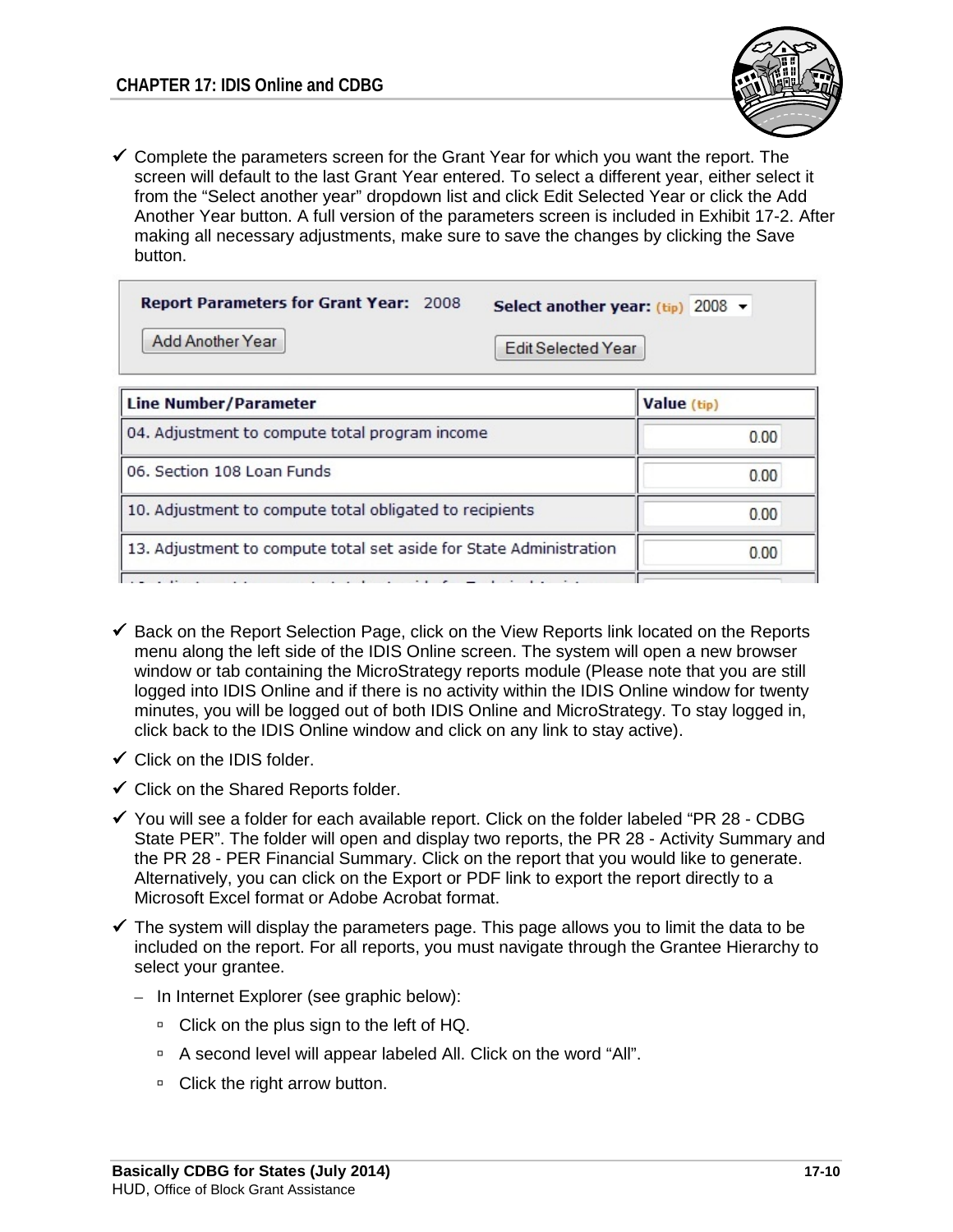- ✓ Complete the parameters screen for the Grant Year for which you want the report. The screen will default to the last Grant Year entered. To select a different year, either select it from the "Select another year" dropdown list and click Edit Selected Year or click the Add Another Year button. A full version of the parameters screen is included in Exhibit 17-2. After making all necessary adjustments, make sure to save the changes by clicking the Save button.

**Report Parameters for Grant Year:** 2008 **Select another year:** (tip) 2008

Add Another Year Edit Selected Year

| Line Number/Parameter | Value (tip) |
|---|---|
| 04. Adjustment to compute total program income | 0.00 |
| 06. Section 108 Loan Funds | 0.00 |
| 10. Adjustment to compute total obligated to recipients | 0.00 |
| 13. Adjustment to compute total set aside for State Administration | 0.00 |

- ✓ Back on the Report Selection Page, click on the View Reports link located on the Reports menu along the left side of the IDIS Online screen. The system will open a new browser window or tab containing the MicroStrategy reports module (Please note that you are still logged into IDIS Online and if there is no activity within the IDIS Online window for twenty minutes, you will be logged out of both IDIS Online and MicroStrategy. To stay logged in, click back to the IDIS Online window and click on any link to stay active).
- ✓ Click on the IDIS folder.
- ✓ Click on the Shared Reports folder.
- ✓ You will see a folder for each available report. Click on the folder labeled "PR 28 - CDBG State PER". The folder will open and display two reports, the PR 28 - Activity Summary and the PR 28 - PER Financial Summary. Click on the report that you would like to generate. Alternatively, you can click on the Export or PDF link to export the report directly to a Microsoft Excel format or Adobe Acrobat format.
- ✓ The system will display the parameters page. This page allows you to limit the data to be included on the report. For all reports, you must navigate through the Grantee Hierarchy to select your grantee.
  - In Internet Explorer (see graphic below):
    - Click on the plus sign to the left of HQ.
    - A second level will appear labeled All. Click on the word "All".
    - Click the right arrow button.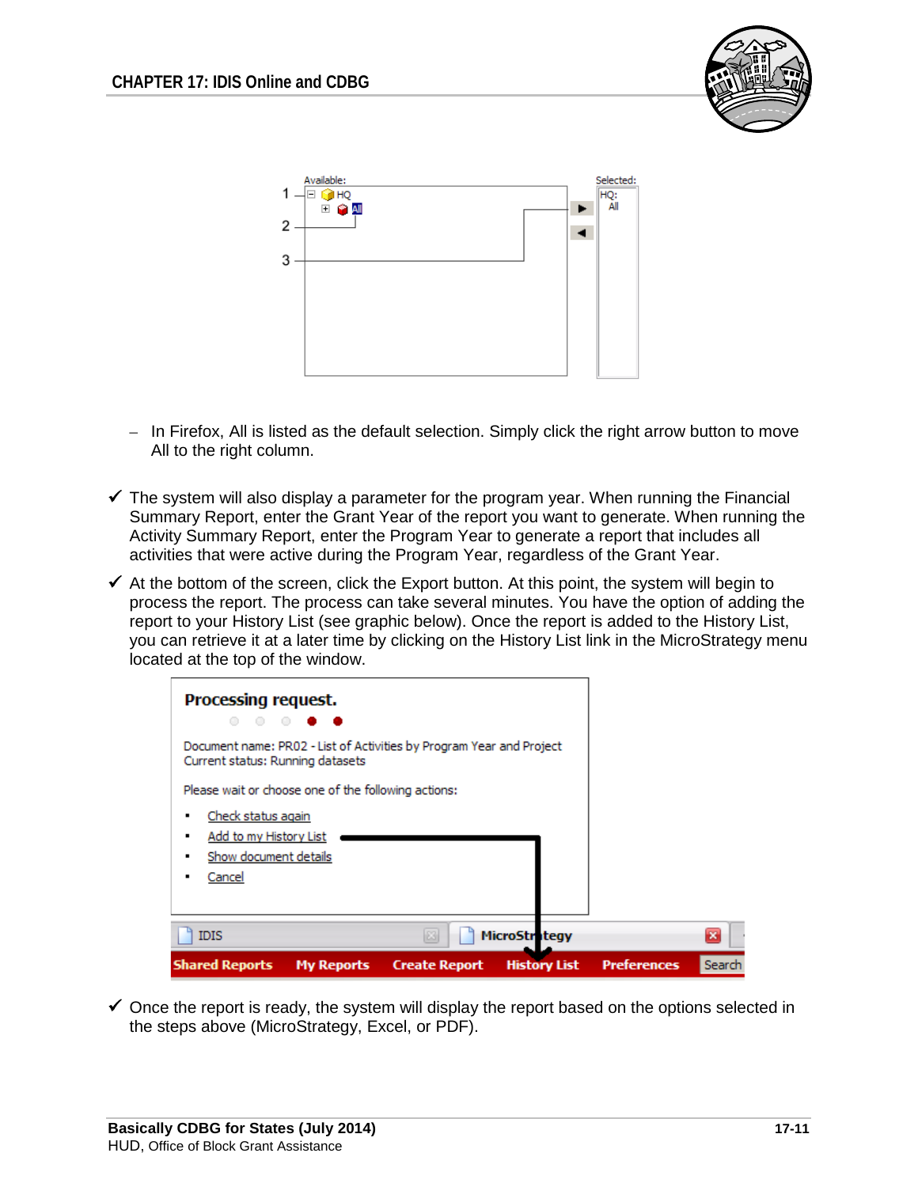– In Firefox, All is listed as the default selection. Simply click the right arrow button to move All to the right column.

✓ The system will also display a parameter for the program year. When running the Financial Summary Report, enter the Grant Year of the report you want to generate. When running the Activity Summary Report, enter the Program Year to generate a report that includes all activities that were active during the Program Year, regardless of the Grant Year.

✓ At the bottom of the screen, click the Export button. At this point, the system will begin to process the report. The process can take several minutes. You have the option of adding the report to your History List (see graphic below). Once the report is added to the History List, you can retrieve it at a later time by clicking on the History List link in the MicroStrategy menu located at the top of the window.

✓ Once the report is ready, the system will display the report based on the options selected in the steps above (MicroStrategy, Excel, or PDF).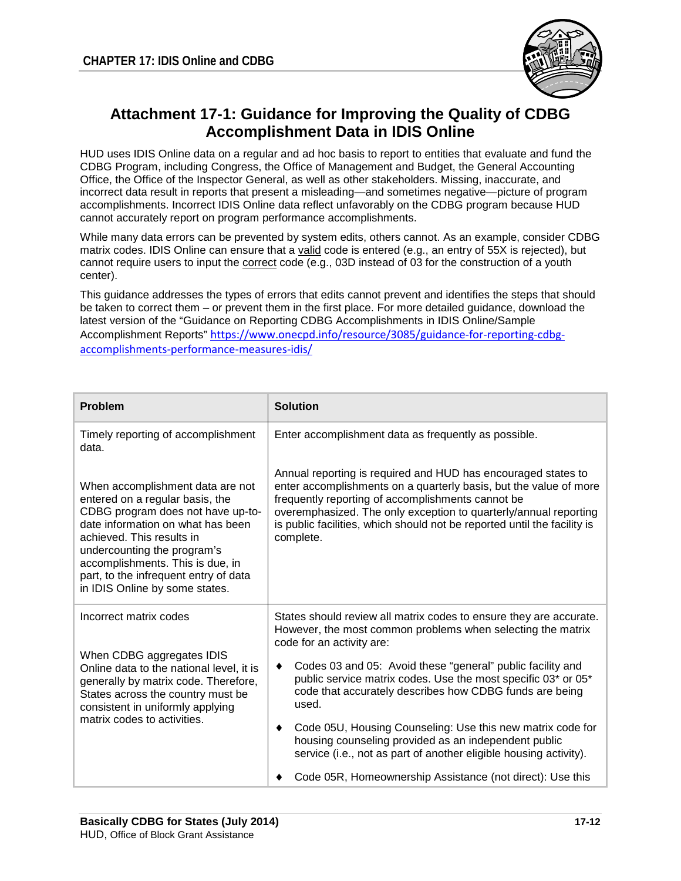# Attachment 17-1: Guidance for Improving the Quality of CDBG Accomplishment Data in IDIS Online

HUD uses IDIS Online data on a regular and ad hoc basis to report to entities that evaluate and fund the CDBG Program, including Congress, the Office of Management and Budget, the General Accounting Office, the Office of the Inspector General, as well as other stakeholders. Missing, inaccurate, and incorrect data result in reports that present a misleading—and sometimes negative—picture of program accomplishments. Incorrect IDIS Online data reflect unfavorably on the CDBG program because HUD cannot accurately report on program performance accomplishments.

While many data errors can be prevented by system edits, others cannot. As an example, consider CDBG matrix codes. IDIS Online can ensure that a <u>valid</u> code is entered (e.g., an entry of 55X is rejected), but cannot require users to input the <u>correct</u> code (e.g., 03D instead of 03 for the construction of a youth center).

This guidance addresses the types of errors that edits cannot prevent and identifies the steps that should be taken to correct them – or prevent them in the first place. For more detailed guidance, download the latest version of the "Guidance on Reporting CDBG Accomplishments in IDIS Online/Sample Accomplishment Reports" https://www.onecpd.info/resource/3085/guidance-for-reporting-cdbg-accomplishments-performance-measures-idis/

| Problem | Solution |
|---|---|
| Timely reporting of accomplishment data.<br><br>When accomplishment data are not entered on a regular basis, the CDBG program does not have up-to-date information on what has been achieved. This results in undercounting the program's accomplishments. This is due, in part, to the infrequent entry of data in IDIS Online by some states. | Enter accomplishment data as frequently as possible.<br><br>Annual reporting is required and HUD has encouraged states to enter accomplishments on a quarterly basis, but the value of more frequently reporting of accomplishments cannot be overemphasized. The only exception to quarterly/annual reporting is public facilities, which should not be reported until the facility is complete. |
| Incorrect matrix codes<br><br>When CDBG aggregates IDIS Online data to the national level, it is generally by matrix code. Therefore, States across the country must be consistent in uniformly applying matrix codes to activities. | States should review all matrix codes to ensure they are accurate. However, the most common problems when selecting the matrix code for an activity are:<br><br>♦ Codes 03 and 05: Avoid these "general" public facility and public service matrix codes. Use the most specific 03* or 05* code that accurately describes how CDBG funds are being used.<br><br>♦ Code 05U, Housing Counseling: Use this new matrix code for housing counseling provided as an independent public service (i.e., not as part of another eligible housing activity).<br><br>♦ Code 05R, Homeownership Assistance (not direct): Use this |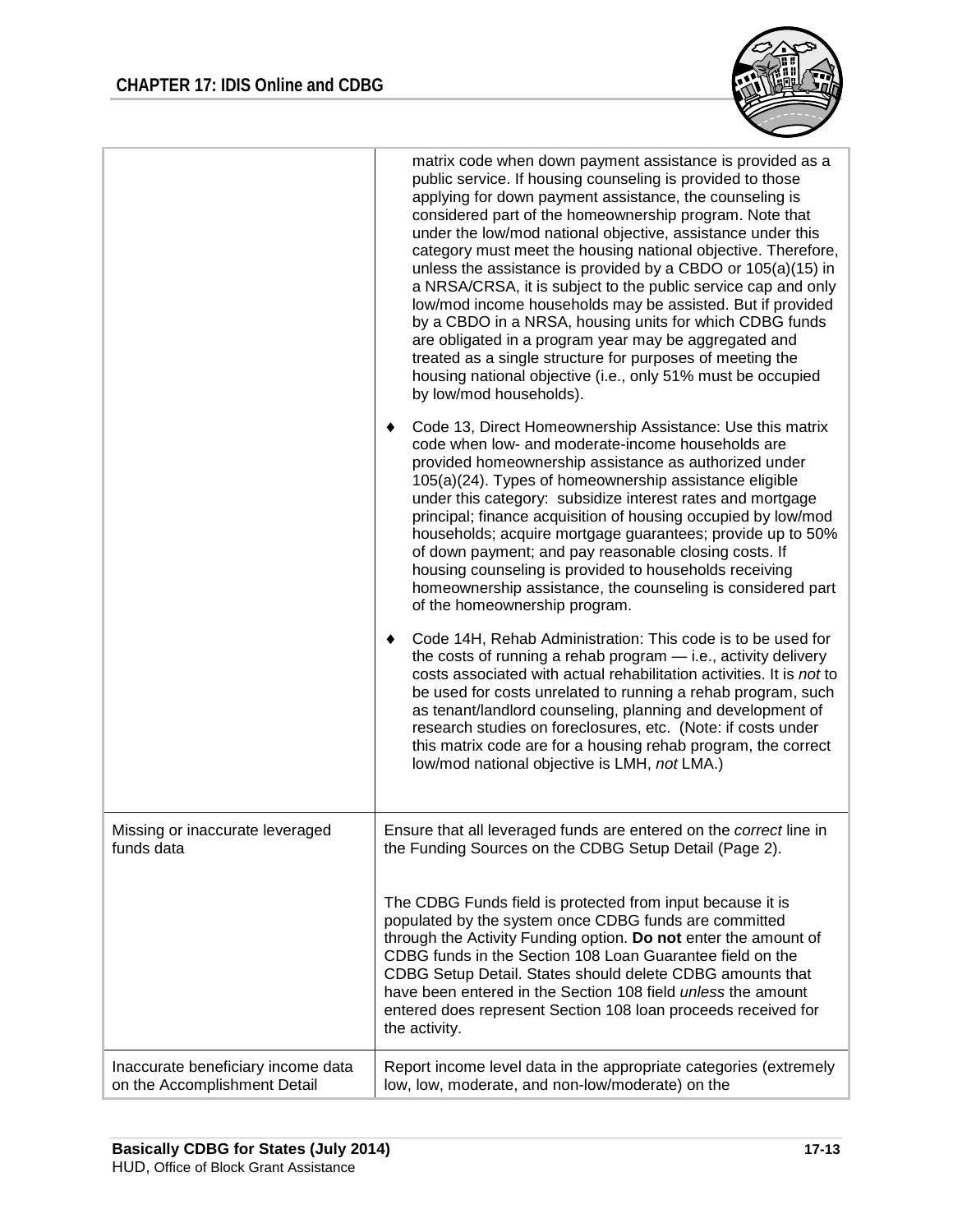| | |
|---|---|
| | matrix code when down payment assistance is provided as a public service. If housing counseling is provided to those applying for down payment assistance, the counseling is considered part of the homeownership program. Note that under the low/mod national objective, assistance under this category must meet the housing national objective. Therefore, unless the assistance is provided by a CBDO or 105(a)(15) in a NRSA/CRSA, it is subject to the public service cap and only low/mod income households may be assisted. But if provided by a CBDO in a NRSA, housing units for which CDBG funds are obligated in a program year may be aggregated and treated as a single structure for purposes of meeting the housing national objective (i.e., only 51% must be occupied by low/mod households).<br><br>♦ Code 13, Direct Homeownership Assistance: Use this matrix code when low- and moderate-income households are provided homeownership assistance as authorized under 105(a)(24). Types of homeownership assistance eligible under this category: subsidize interest rates and mortgage principal; finance acquisition of housing occupied by low/mod households; acquire mortgage guarantees; provide up to 50% of down payment; and pay reasonable closing costs. If housing counseling is provided to households receiving homeownership assistance, the counseling is considered part of the homeownership program.<br><br>♦ Code 14H, Rehab Administration: This code is to be used for the costs of running a rehab program — i.e., activity delivery costs associated with actual rehabilitation activities. It is *not* to be used for costs unrelated to running a rehab program, such as tenant/landlord counseling, planning and development of research studies on foreclosures, etc. (Note: if costs under this matrix code are for a housing rehab program, the correct low/mod national objective is LMH, *not* LMA.) |
| Missing or inaccurate leveraged funds data | Ensure that all leveraged funds are entered on the *correct* line in the Funding Sources on the CDBG Setup Detail (Page 2).<br><br>The CDBG Funds field is protected from input because it is populated by the system once CDBG funds are committed through the Activity Funding option. **Do not** enter the amount of CDBG funds in the Section 108 Loan Guarantee field on the CDBG Setup Detail. States should delete CDBG amounts that have been entered in the Section 108 field *unless* the amount entered does represent Section 108 loan proceeds received for the activity. |
| Inaccurate beneficiary income data on the Accomplishment Detail | Report income level data in the appropriate categories (extremely low, low, moderate, and non-low/moderate) on the |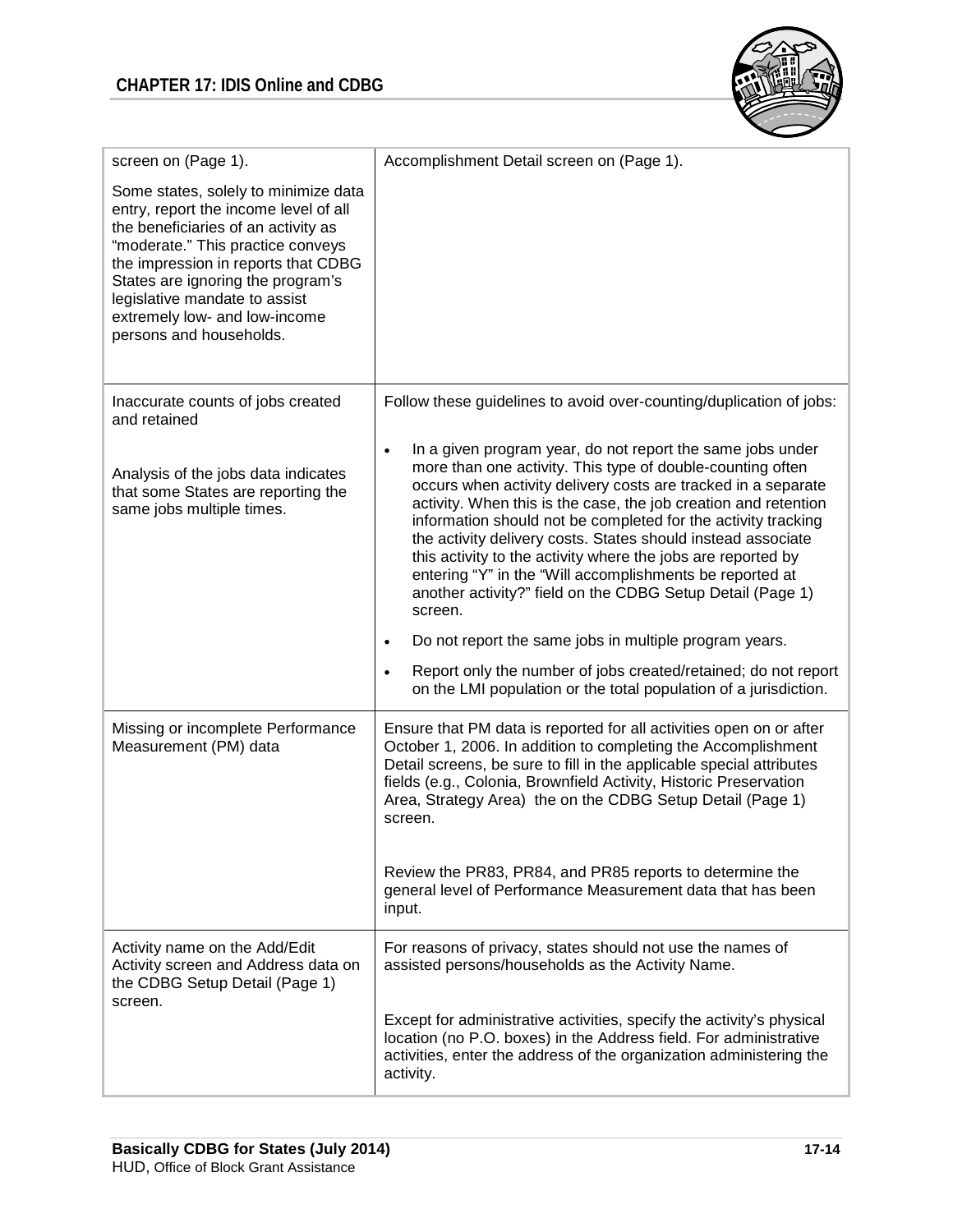| | |
|---|---|
| screen on (Page 1).<br><br>Some states, solely to minimize data entry, report the income level of all the beneficiaries of an activity as "moderate." This practice conveys the impression in reports that CDBG States are ignoring the program's legislative mandate to assist extremely low- and low-income persons and households. | Accomplishment Detail screen on (Page 1). |
| Inaccurate counts of jobs created and retained<br><br>Analysis of the jobs data indicates that some States are reporting the same jobs multiple times. | Follow these guidelines to avoid over-counting/duplication of jobs:<br><br>• In a given program year, do not report the same jobs under more than one activity. This type of double-counting often occurs when activity delivery costs are tracked in a separate activity. When this is the case, the job creation and retention information should not be completed for the activity tracking the activity delivery costs. States should instead associate this activity to the activity where the jobs are reported by entering "Y" in the "Will accomplishments be reported at another activity?" field on the CDBG Setup Detail (Page 1) screen.<br>• Do not report the same jobs in multiple program years.<br>• Report only the number of jobs created/retained; do not report on the LMI population or the total population of a jurisdiction. |
| Missing or incomplete Performance Measurement (PM) data | Ensure that PM data is reported for all activities open on or after October 1, 2006. In addition to completing the Accomplishment Detail screens, be sure to fill in the applicable special attributes fields (e.g., Colonia, Brownfield Activity, Historic Preservation Area, Strategy Area) the on the CDBG Setup Detail (Page 1) screen.<br><br>Review the PR83, PR84, and PR85 reports to determine the general level of Performance Measurement data that has been input. |
| Activity name on the Add/Edit Activity screen and Address data on the CDBG Setup Detail (Page 1) screen. | For reasons of privacy, states should not use the names of assisted persons/households as the Activity Name.<br><br>Except for administrative activities, specify the activity's physical location (no P.O. boxes) in the Address field. For administrative activities, enter the address of the organization administering the activity. |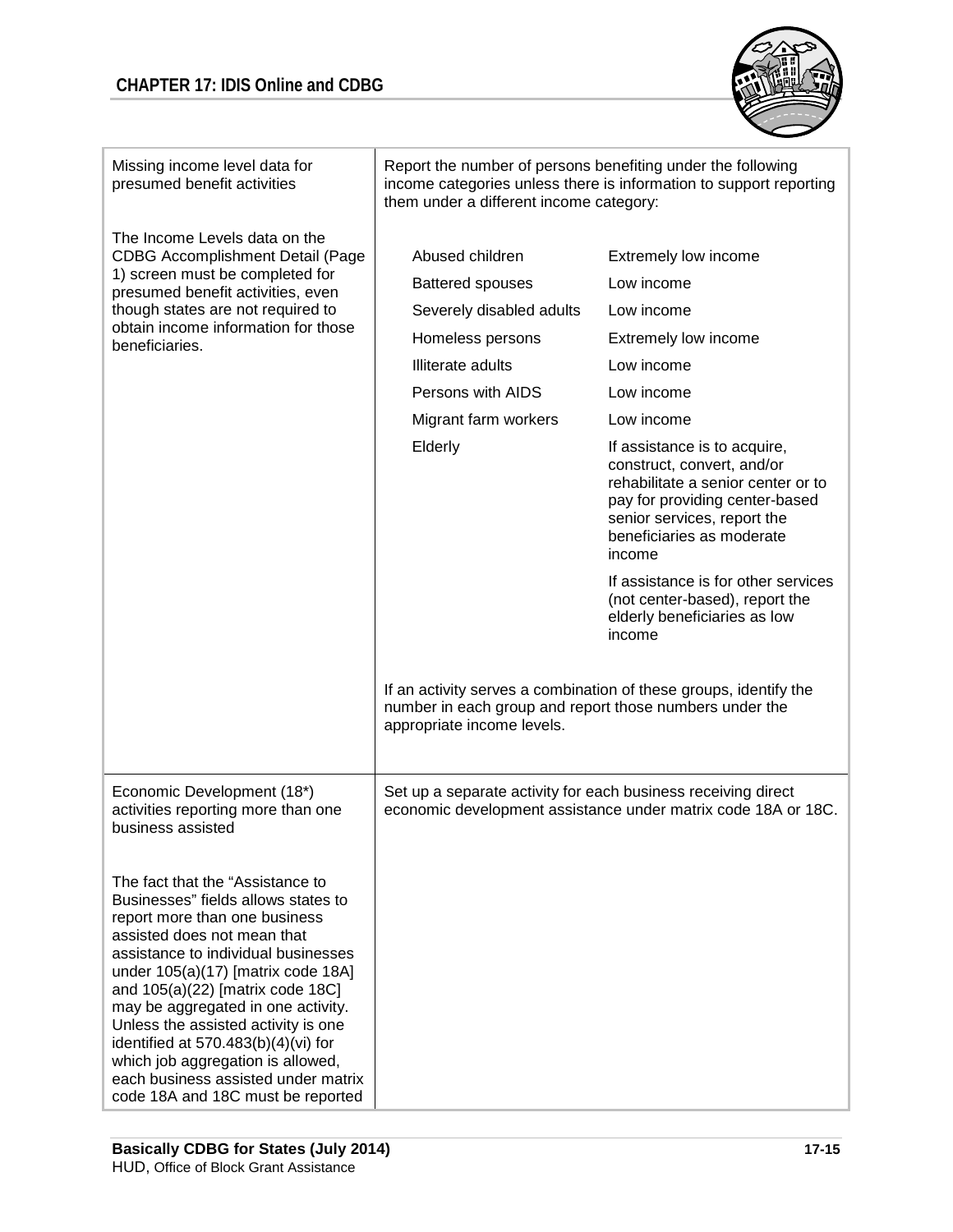| | |
|---|---|
| Missing income level data for presumed benefit activities<br><br>The Income Levels data on the CDBG Accomplishment Detail (Page 1) screen must be completed for presumed benefit activities, even though states are not required to obtain income information for those beneficiaries. | Report the number of persons benefiting under the following income categories unless there is information to support reporting them under a different income category:<br><br>Abused children — Extremely low income<br>Battered spouses — Low income<br>Severely disabled adults — Low income<br>Homeless persons — Extremely low income<br>Illiterate adults — Low income<br>Persons with AIDS — Low income<br>Migrant farm workers — Low income<br>Elderly — If assistance is to acquire, construct, convert, and/or rehabilitate a senior center or to pay for providing center-based senior services, report the beneficiaries as moderate income<br>If assistance is for other services (not center-based), report the elderly beneficiaries as low income<br><br>If an activity serves a combination of these groups, identify the number in each group and report those numbers under the appropriate income levels. |
| Economic Development (18*) activities reporting more than one business assisted<br><br>The fact that the "Assistance to Businesses" fields allows states to report more than one business assisted does not mean that assistance to individual businesses under 105(a)(17) [matrix code 18A] and 105(a)(22) [matrix code 18C] may be aggregated in one activity. Unless the assisted activity is one identified at 570.483(b)(4)(vi) for which job aggregation is allowed, each business assisted under matrix code 18A and 18C must be reported | Set up a separate activity for each business receiving direct economic development assistance under matrix code 18A or 18C. |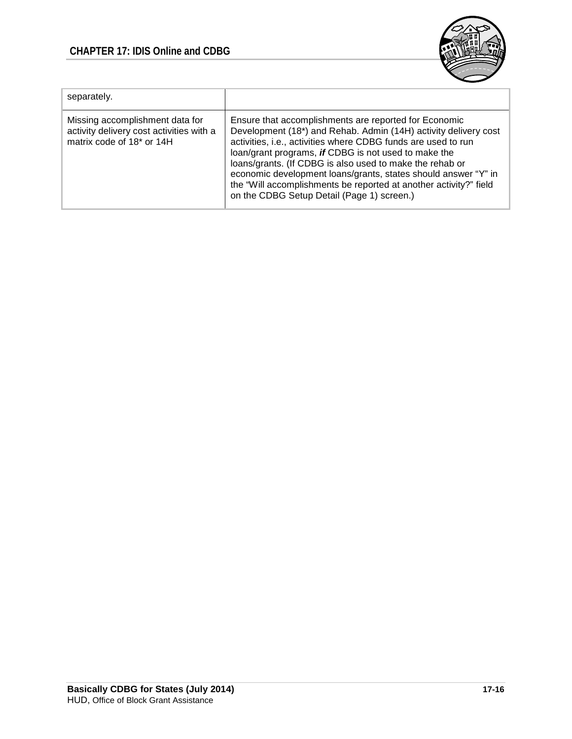| | |
|---|---|
| separately. | |
| Missing accomplishment data for activity delivery cost activities with a matrix code of 18* or 14H | Ensure that accomplishments are reported for Economic Development (18*) and Rehab. Admin (14H) activity delivery cost activities, i.e., activities where CDBG funds are used to run loan/grant programs, ***if*** CDBG is not used to make the loans/grants. (If CDBG is also used to make the rehab or economic development loans/grants, states should answer "Y" in the "Will accomplishments be reported at another activity?" field on the CDBG Setup Detail (Page 1) screen.) |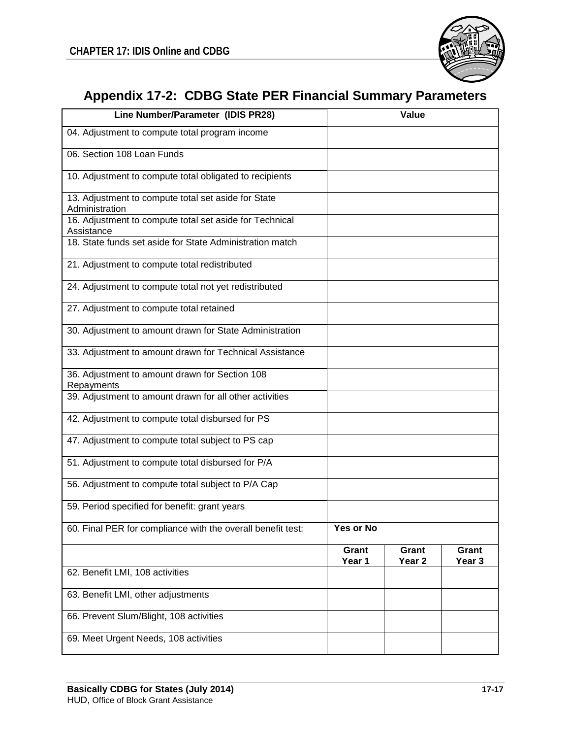# Appendix 17-2: CDBG State PER Financial Summary Parameters

| Line Number/Parameter (IDIS PR28) | Value | | |
|---|---|---|---|
| 04. Adjustment to compute total program income | | | |
| 06. Section 108 Loan Funds | | | |
| 10. Adjustment to compute total obligated to recipients | | | |
| 13. Adjustment to compute total set aside for State Administration | | | |
| 16. Adjustment to compute total set aside for Technical Assistance | | | |
| 18. State funds set aside for State Administration match | | | |
| 21. Adjustment to compute total redistributed | | | |
| 24. Adjustment to compute total not yet redistributed | | | |
| 27. Adjustment to compute total retained | | | |
| 30. Adjustment to amount drawn for State Administration | | | |
| 33. Adjustment to amount drawn for Technical Assistance | | | |
| 36. Adjustment to amount drawn for Section 108 Repayments | | | |
| 39. Adjustment to amount drawn for all other activities | | | |
| 42. Adjustment to compute total disbursed for PS | | | |
| 47. Adjustment to compute total subject to PS cap | | | |
| 51. Adjustment to compute total disbursed for P/A | | | |
| 56. Adjustment to compute total subject to P/A Cap | | | |
| 59. Period specified for benefit: grant years | | | |
| 60. Final PER for compliance with the overall benefit test: | **Yes or No** | | |
| | **Grant Year 1** | **Grant Year 2** | **Grant Year 3** |
| 62. Benefit LMI, 108 activities | | | |
| 63. Benefit LMI, other adjustments | | | |
| 66. Prevent Slum/Blight, 108 activities | | | |
| 69. Meet Urgent Needs, 108 activities | | | |